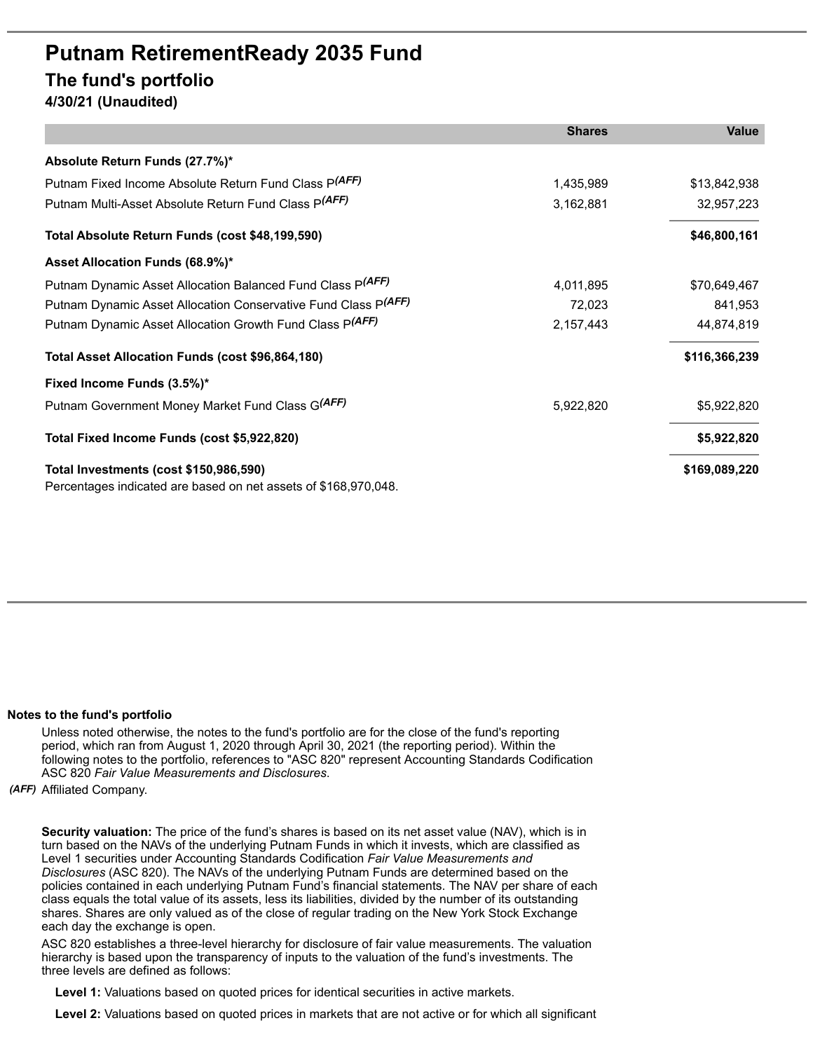# Putnam RetirementReady 2035 Fund

## The fund's portfolio

**4/30/21 (Unaudited)**

| | Shares | Value |
|---|---|---|
| **Absolute Return Funds (27.7%)*** | | |
| Putnam Fixed Income Absolute Return Fund Class P*(AFF)* | 1,435,989 | $13,842,938 |
| Putnam Multi-Asset Absolute Return Fund Class P*(AFF)* | 3,162,881 | 32,957,223 |
| **Total Absolute Return Funds (cost $48,199,590)** | | **$46,800,161** |
| **Asset Allocation Funds (68.9%)*** | | |
| Putnam Dynamic Asset Allocation Balanced Fund Class P*(AFF)* | 4,011,895 | $70,649,467 |
| Putnam Dynamic Asset Allocation Conservative Fund Class P*(AFF)* | 72,023 | 841,953 |
| Putnam Dynamic Asset Allocation Growth Fund Class P*(AFF)* | 2,157,443 | 44,874,819 |
| **Total Asset Allocation Funds (cost $96,864,180)** | | **$116,366,239** |
| **Fixed Income Funds (3.5%)*** | | |
| Putnam Government Money Market Fund Class G*(AFF)* | 5,922,820 | $5,922,820 |
| **Total Fixed Income Funds (cost $5,922,820)** | | **$5,922,820** |
| **Total Investments (cost $150,986,590)** | | **$169,089,220** |

Percentages indicated are based on net assets of $168,970,048.

**Notes to the fund's portfolio**

Unless noted otherwise, the notes to the fund's portfolio are for the close of the fund's reporting period, which ran from August 1, 2020 through April 30, 2021 (the reporting period). Within the following notes to the portfolio, references to "ASC 820" represent Accounting Standards Codification ASC 820 *Fair Value Measurements and Disclosures*.

*(AFF)* Affiliated Company.

**Security valuation:** The price of the fund's shares is based on its net asset value (NAV), which is in turn based on the NAVs of the underlying Putnam Funds in which it invests, which are classified as Level 1 securities under Accounting Standards Codification *Fair Value Measurements and Disclosures* (ASC 820). The NAVs of the underlying Putnam Funds are determined based on the policies contained in each underlying Putnam Fund's financial statements. The NAV per share of each class equals the total value of its assets, less its liabilities, divided by the number of its outstanding shares. Shares are only valued as of the close of regular trading on the New York Stock Exchange each day the exchange is open.

ASC 820 establishes a three-level hierarchy for disclosure of fair value measurements. The valuation hierarchy is based upon the transparency of inputs to the valuation of the fund's investments. The three levels are defined as follows:

**Level 1:** Valuations based on quoted prices for identical securities in active markets.

**Level 2:** Valuations based on quoted prices in markets that are not active or for which all significant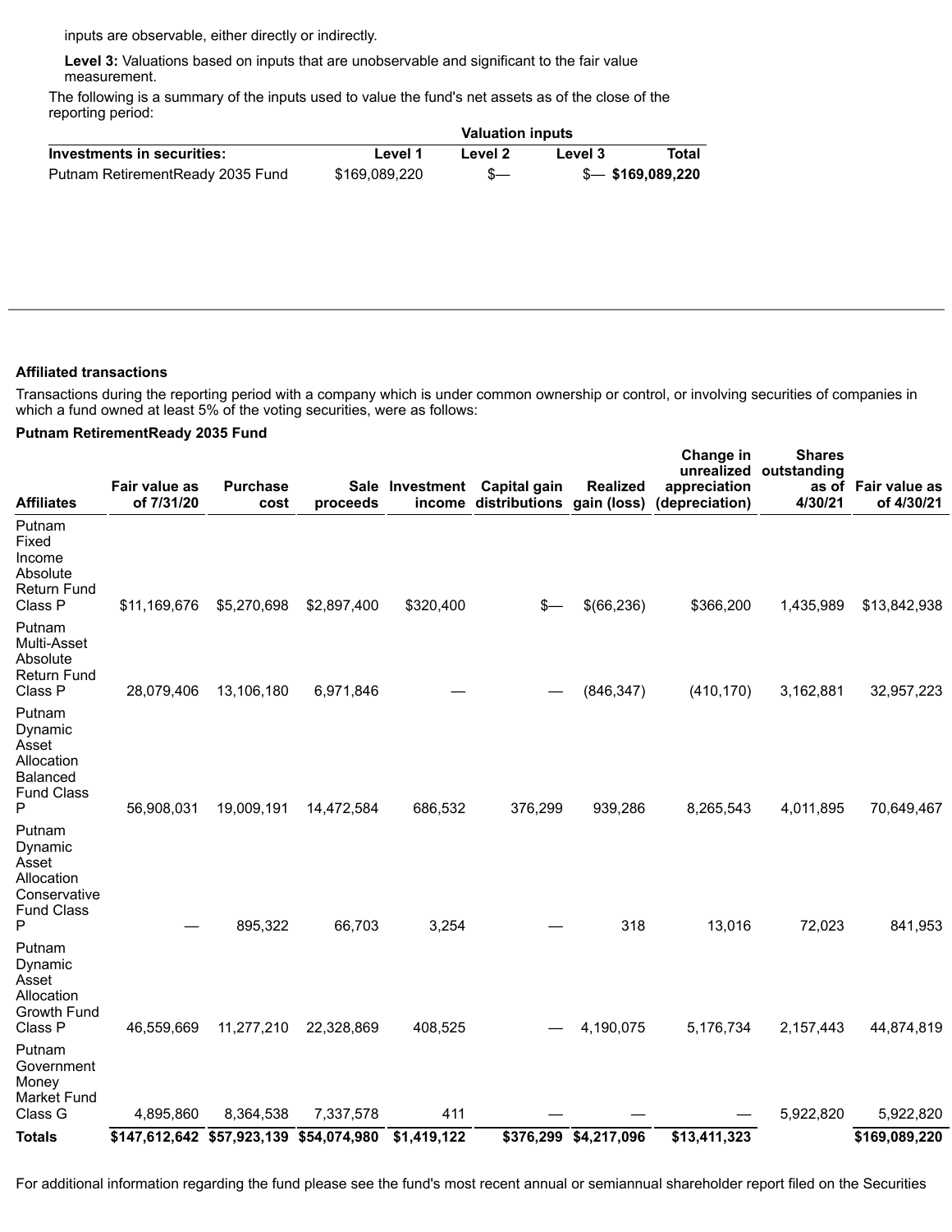inputs are observable, either directly or indirectly.

**Level 3:** Valuations based on inputs that are unobservable and significant to the fair value measurement.

The following is a summary of the inputs used to value the fund's net assets as of the close of the reporting period:

| | Valuation inputs | | | |
|---|---|---|---|---|
| **Investments in securities:** | **Level 1** | **Level 2** | **Level 3** | **Total** |
| Putnam RetirementReady 2035 Fund | $169,089,220 | $— | $— | **$169,089,220** |

**Affiliated transactions**

Transactions during the reporting period with a company which is under common ownership or control, or involving securities of companies in which a fund owned at least 5% of the voting securities, were as follows:

**Putnam RetirementReady 2035 Fund**

| Affiliates | Fair value as of 7/31/20 | Purchase cost | Sale proceeds | Investment income | Capital gain distributions | Realized gain (loss) | Change in unrealized appreciation (depreciation) | Shares outstanding as of 4/30/21 | Fair value as of 4/30/21 |
|---|---|---|---|---|---|---|---|---|---|
| Putnam Fixed Income Absolute Return Fund Class P | $11,169,676 | $5,270,698 | $2,897,400 | $320,400 | $— | $(66,236) | $366,200 | 1,435,989 | $13,842,938 |
| Putnam Multi-Asset Absolute Return Fund Class P | 28,079,406 | 13,106,180 | 6,971,846 | — | — | (846,347) | (410,170) | 3,162,881 | 32,957,223 |
| Putnam Dynamic Asset Allocation Balanced Fund Class P | 56,908,031 | 19,009,191 | 14,472,584 | 686,532 | 376,299 | 939,286 | 8,265,543 | 4,011,895 | 70,649,467 |
| Putnam Dynamic Asset Allocation Conservative Fund Class P | — | 895,322 | 66,703 | 3,254 | — | 318 | 13,016 | 72,023 | 841,953 |
| Putnam Dynamic Asset Allocation Growth Fund Class P | 46,559,669 | 11,277,210 | 22,328,869 | 408,525 | — | 4,190,075 | 5,176,734 | 2,157,443 | 44,874,819 |
| Putnam Government Money Market Fund Class G | 4,895,860 | 8,364,538 | 7,337,578 | 411 | — | — | — | 5,922,820 | 5,922,820 |
| **Totals** | **$147,612,642** | **$57,923,139** | **$54,074,980** | **$1,419,122** | **$376,299** | **$4,217,096** | **$13,411,323** | | **$169,089,220** |

For additional information regarding the fund please see the fund's most recent annual or semiannual shareholder report filed on the Securities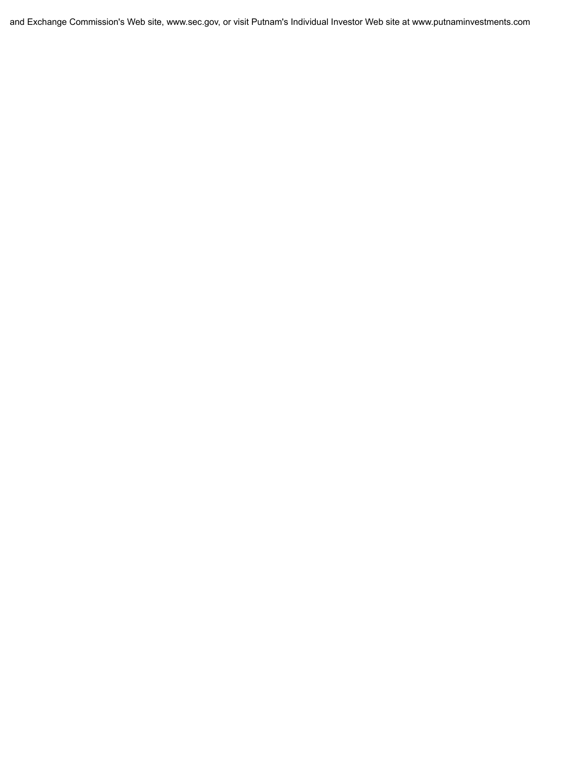and Exchange Commission's Web site, www.sec.gov, or visit Putnam's Individual Investor Web site at www.putnaminvestments.com